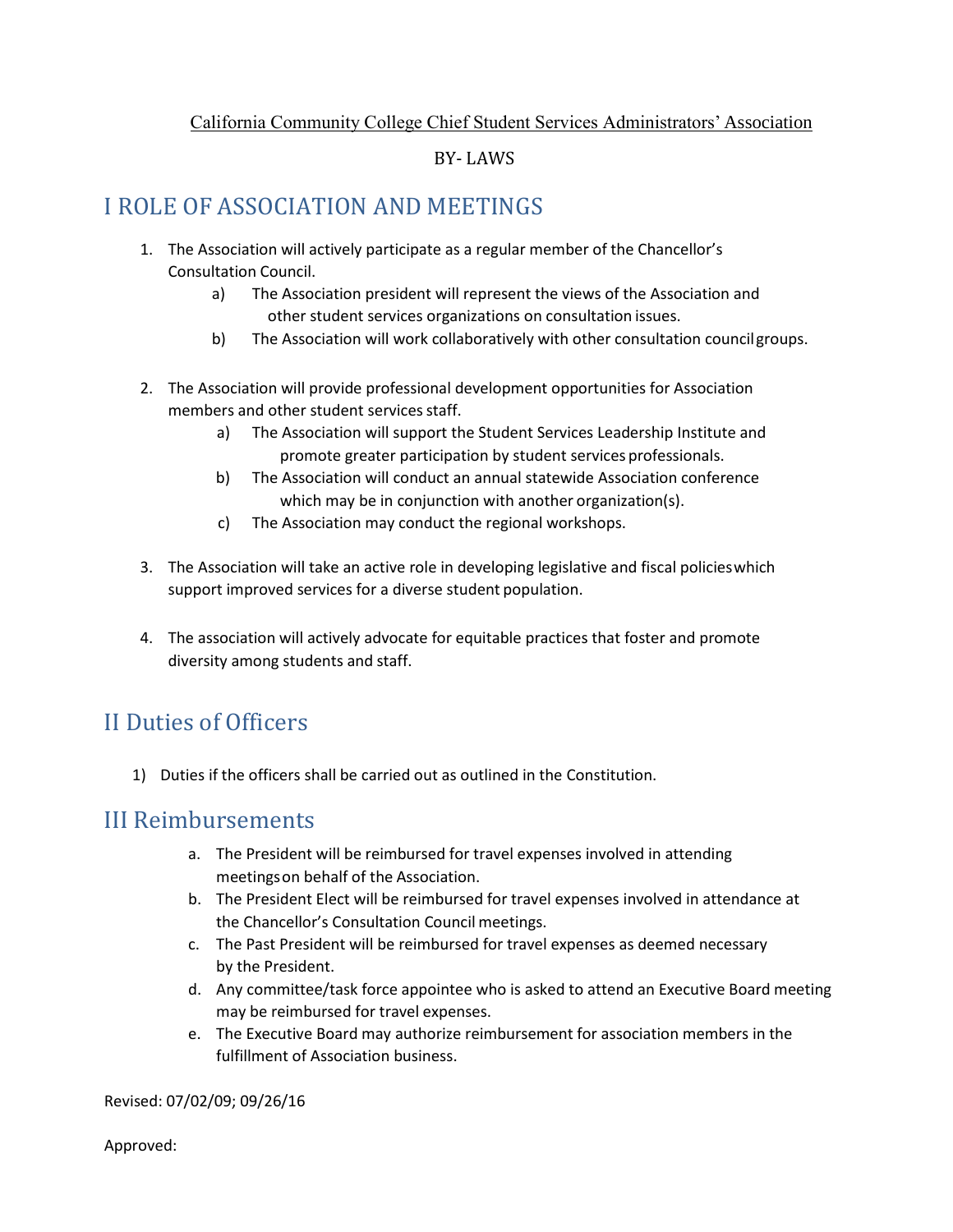California Community College Chief Student Services Administrators' Association

BY- LAWS

# I ROLE OF ASSOCIATION AND MEETINGS

1. The Association will actively participate as a regular member of the Chancellor's Consultation Council.
   a) The Association president will represent the views of the Association and other student services organizations on consultation issues.
   b) The Association will work collaboratively with other consultation council groups.

2. The Association will provide professional development opportunities for Association members and other student services staff.
   a) The Association will support the Student Services Leadership Institute and promote greater participation by student services professionals.
   b) The Association will conduct an annual statewide Association conference which may be in conjunction with another organization(s).
   c) The Association may conduct the regional workshops.

3. The Association will take an active role in developing legislative and fiscal policies which support improved services for a diverse student population.

4. The association will actively advocate for equitable practices that foster and promote diversity among students and staff.

# II Duties of Officers

1) Duties if the officers shall be carried out as outlined in the Constitution.

# III Reimbursements

a. The President will be reimbursed for travel expenses involved in attending meetings on behalf of the Association.
b. The President Elect will be reimbursed for travel expenses involved in attendance at the Chancellor's Consultation Council meetings.
c. The Past President will be reimbursed for travel expenses as deemed necessary by the President.
d. Any committee/task force appointee who is asked to attend an Executive Board meeting may be reimbursed for travel expenses.
e. The Executive Board may authorize reimbursement for association members in the fulfillment of Association business.

Revised: 07/02/09; 09/26/16

Approved: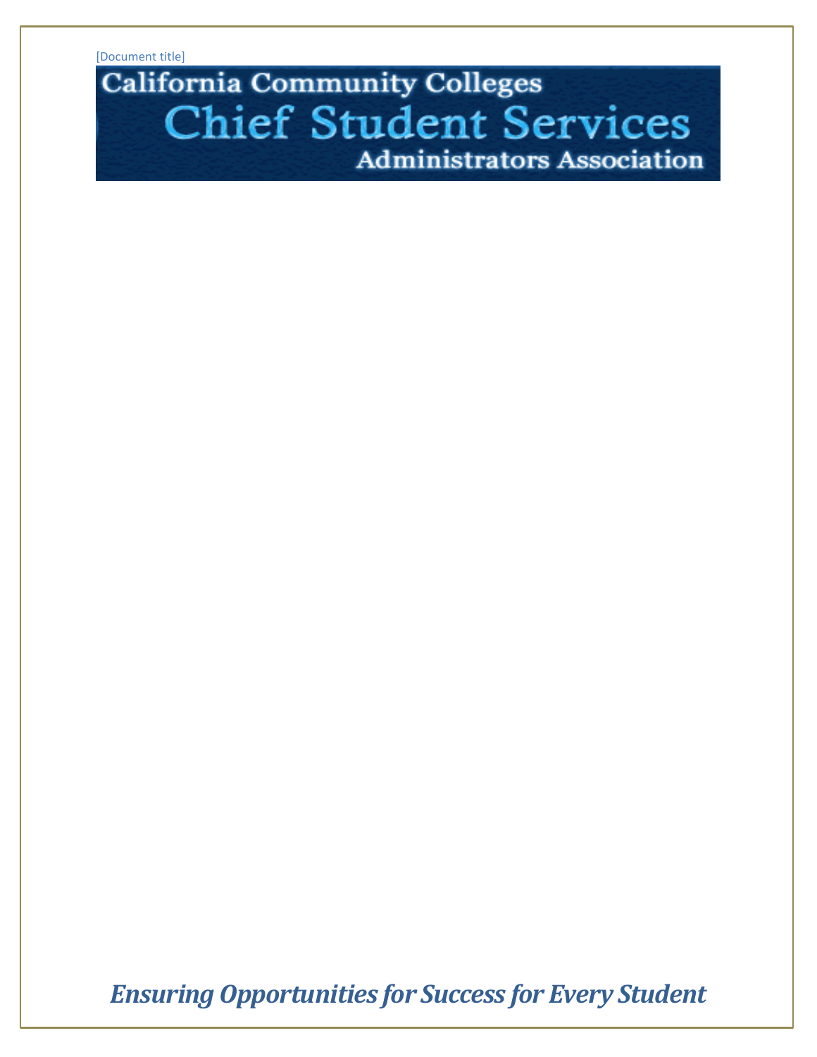[Document title]

California Community Colleges
Chief Student Services
Administrators Association

***Ensuring Opportunities for Success for Every Student***